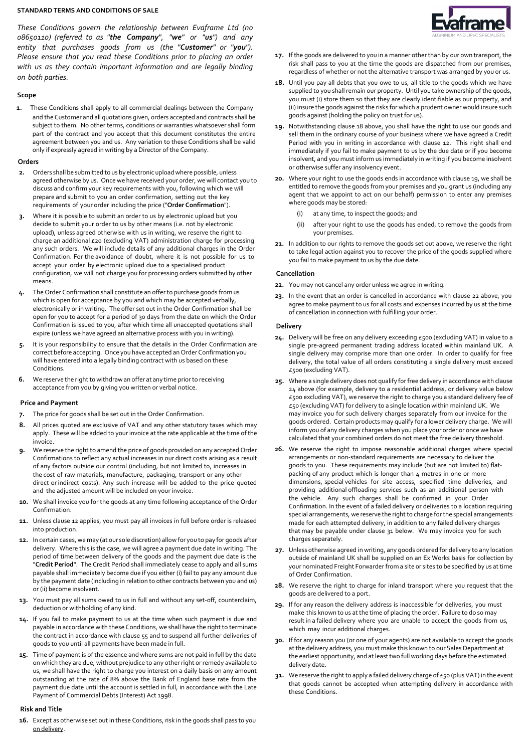# STANDARD TERMS AND CONDITIONS OF SALE

*These Conditions govern the relationship between Evaframe Ltd (no 08650110) (referred to as "**the Company**", "**we**" or "**us**") and any entity that purchases goods from us (the "**Customer**" or "**you**"). Please ensure that you read these Conditions prior to placing an order with us as they contain important information and are legally binding on both parties.*

## Scope

1. These Conditions shall apply to all commercial dealings between the Company and the Customer and all quotations given, orders accepted and contracts shall be subject to them. No other terms, conditions or warranties whatsoever shall form part of the contract and you accept that this document constitutes the entire agreement between you and us. Any variation to these Conditions shall be valid only if expressly agreed in writing by a Director of the Company.

## Orders

2. Orders shall be submitted to us by electronic upload where possible, unless agreed otherwise by us. Once we have received your order, we will contact you to discuss and confirm your key requirements with you, following which we will prepare and submit to you an order confirmation, setting out the key requirements of your order including the price ("**Order Confirmation**").
3. Where it is possible to submit an order to us by electronic upload but you decide to submit your order to us by other means (i.e. not by electronic upload), unless agreed otherwise with us in writing, we reserve the right to charge an additional £20 (excluding VAT) administration charge for processing any such orders. We will include details of any additional charges in the Order Confirmation. For the avoidance of doubt, where it is not possible for us to accept your order by electronic upload due to a specialised product configuration, we will not charge you for processing orders submitted by other means.
4. The Order Confirmation shall constitute an offer to purchase goods from us which is open for acceptance by you and which may be accepted verbally, electronically or in writing. The offer set out in the Order Confirmation shall be open for you to accept for a period of 30 days from the date on which the Order Confirmation is issued to you, after which time all unaccepted quotations shall expire (unless we have agreed an alternative process with you in writing).
5. It is your responsibility to ensure that the details in the Order Confirmation are correct before accepting. Once you have accepted an Order Confirmation you will have entered into a legally binding contract with us based on these Conditions.
6. We reserve the right to withdraw an offer at any time prior to receiving acceptance from you by giving you written or verbal notice.

## Price and Payment

7. The price for goods shall be set out in the Order Confirmation.
8. All prices quoted are exclusive of VAT and any other statutory taxes which may apply. These will be added to your invoice at the rate applicable at the time of the invoice.
9. We reserve the right to amend the price of goods provided on any accepted Order Confirmations to reflect any actual increases in our direct costs arising as a result of any factors outside our control (including, but not limited to, increases in the cost of raw materials, manufacture, packaging, transport or any other direct or indirect costs). Any such increase will be added to the price quoted and the adjusted amount will be included on your invoice.
10. We shall invoice you for the goods at any time following acceptance of the Order Confirmation.
11. Unless clause 12 applies, you must pay all invoices in full before order is released into production.
12. In certain cases, we may (at our sole discretion) allow for you to pay for goods after delivery. Where this is the case, we will agree a payment due date in writing. The period of time between delivery of the goods and the payment due date is the "**Credit Period**". The Credit Period shall immediately cease to apply and all sums payable shall immediately become due if you either (i) fail to pay any amount due by the payment date (including in relation to other contracts between you and us) or (ii) become insolvent.
13. You must pay all sums owed to us in full and without any set-off, counterclaim, deduction or withholding of any kind.
14. If you fail to make payment to us at the time when such payment is due and payable in accordance with these Conditions, we shall have the right to terminate the contract in accordance with clause 55 and to suspend all further deliveries of goods to you until all payments have been made in full.
15. Time of payment is of the essence and where sums are not paid in full by the date on which they are due, without prejudice to any other right or remedy available to us, we shall have the right to charge you interest on a daily basis on any amount outstanding at the rate of 8% above the Bank of England base rate from the payment due date until the account is settled in full, in accordance with the Late Payment of Commercial Debts (Interest) Act 1998.

## Risk and Title

16. Except as otherwise set out in these Conditions, risk in the goods shall pass to you <u>on delivery</u>.
17. If the goods are delivered to you in a manner other than by our own transport, the risk shall pass to you at the time the goods are dispatched from our premises, regardless of whether or not the alternative transport was arranged by you or us.
18. Until you pay all debts that you owe to us, all title to the goods which we have supplied to you shall remain our property. Until you take ownership of the goods, you must (i) store them so that they are clearly identifiable as our property, and (ii) insure the goods against the risks for which a prudent owner would insure such goods against (holding the policy on trust for us).
19. Notwithstanding clause 18 above, you shall have the right to use our goods and sell them in the ordinary course of your business where we have agreed a Credit Period with you in writing in accordance with clause 12. This right shall end immediately if you fail to make payment to us by the due date or if you become insolvent, and you must inform us immediately in writing if you become insolvent or otherwise suffer any insolvency event.
20. Where your right to use the goods ends in accordance with clause 19, we shall be entitled to remove the goods from your premises and you grant us (including any agent that we appoint to act on our behalf) permission to enter any premises where goods may be stored:
    (i) at any time, to inspect the goods; and
    (ii) after your right to use the goods has ended, to remove the goods from your premises.
21. In addition to our rights to remove the goods set out above, we reserve the right to take legal action against you to recover the price of the goods supplied where you fail to make payment to us by the due date.

## Cancellation

22. You may not cancel any order unless we agree in writing.
23. In the event that an order is cancelled in accordance with clause 22 above, you agree to make payment to us for all costs and expenses incurred by us at the time of cancellation in connection with fulfilling your order.

## Delivery

24. Delivery will be free on any delivery exceeding £500 (excluding VAT) in value to a single pre-agreed permanent trading address located within mainland UK. A single delivery may comprise more than one order. In order to qualify for free delivery, the total value of all orders constituting a single delivery must exceed £500 (excluding VAT).
25. Where a single delivery does not qualify for free delivery in accordance with clause 24 above (for example, delivery to a residential address, or delivery value below £500 excluding VAT), we reserve the right to charge you a standard delivery fee of £50 (excluding VAT) for delivery to a single location within mainland UK. We may invoice you for such delivery charges separately from our invoice for the goods ordered. Certain products may qualify for a lower delivery charge. We will inform you of any delivery charges when you place your order or once we have calculated that your combined orders do not meet the free delivery threshold.
26. We reserve the right to impose reasonable additional charges where special arrangements or non-standard requirements are necessary to deliver the goods to you. These requirements may include (but are not limited to) flat-packing of any product which is longer than 4 metres in one or more dimensions, special vehicles for site access, specified time deliveries, and providing additional offloading services such as an additional person with the vehicle. Any such charges shall be confirmed in your Order Confirmation. In the event of a failed delivery or deliveries to a location requiring special arrangements, we reserve the right to charge for the special arrangements made for each attempted delivery, in addition to any failed delivery charges that may be payable under clause 31 below. We may invoice you for such charges separately.
27. Unless otherwise agreed in writing, any goods ordered for delivery to any location outside of mainland UK shall be supplied on an Ex Works basis for collection by your nominated Freight Forwarder from a site or sites to be specified by us at time of Order Confirmation.
28. We reserve the right to charge for inland transport where you request that the goods are delivered to a port.
29. If for any reason the delivery address is inaccessible for deliveries, you must make this known to us at the time of placing the order. Failure to do so may result in a failed delivery where you are unable to accept the goods from us, which may incur additional charges.
30. If for any reason you (or one of your agents) are not available to accept the goods at the delivery address, you must make this known to our Sales Department at the earliest opportunity, and at least two full working days before the estimated delivery date.
31. We reserve the right to apply a failed delivery charge of £50 (plus VAT) in the event that goods cannot be accepted when attempting delivery in accordance with these Conditions.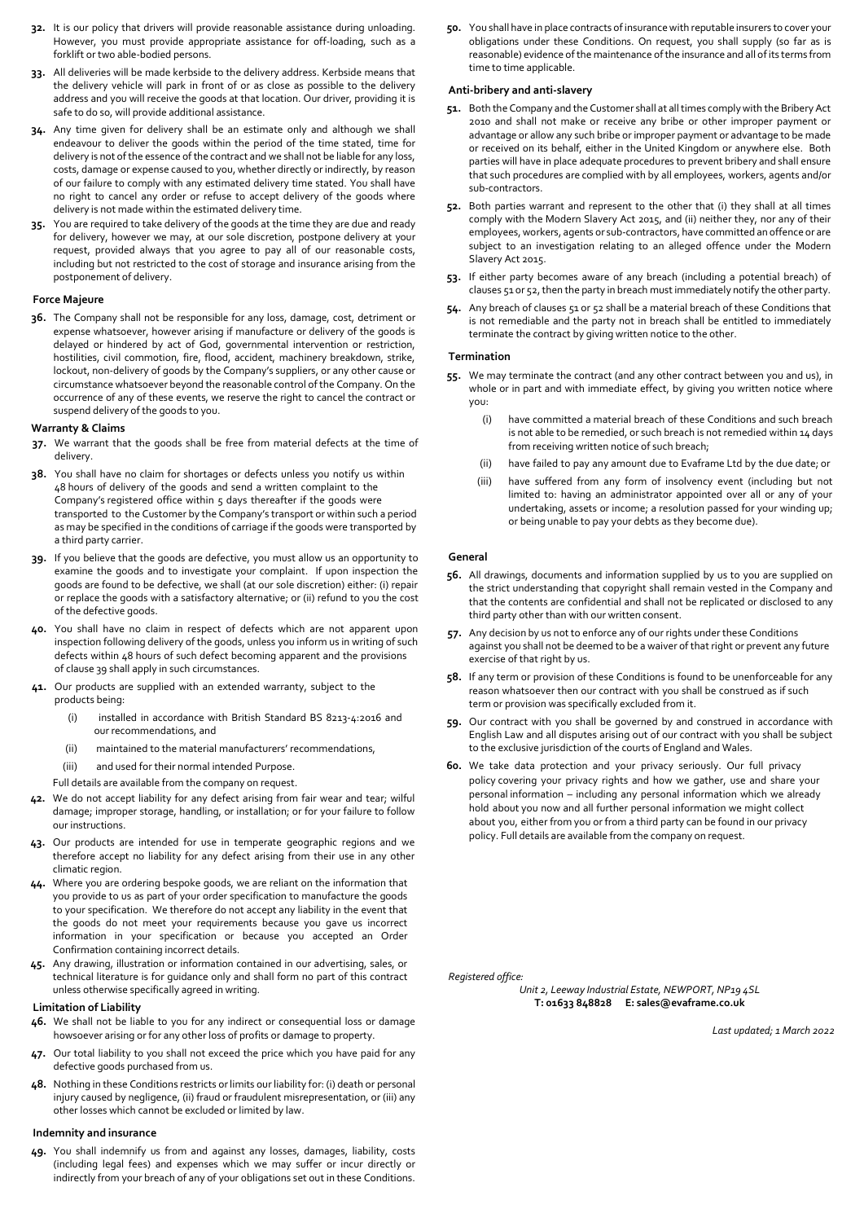**32.** It is our policy that drivers will provide reasonable assistance during unloading. However, you must provide appropriate assistance for off-loading, such as a forklift or two able-bodied persons.

**33.** All deliveries will be made kerbside to the delivery address. Kerbside means that the delivery vehicle will park in front of or as close as possible to the delivery address and you will receive the goods at that location. Our driver, providing it is safe to do so, will provide additional assistance.

**34.** Any time given for delivery shall be an estimate only and although we shall endeavour to deliver the goods within the period of the time stated, time for delivery is not of the essence of the contract and we shall not be liable for any loss, costs, damage or expense caused to you, whether directly or indirectly, by reason of our failure to comply with any estimated delivery time stated. You shall have no right to cancel any order or refuse to accept delivery of the goods where delivery is not made within the estimated delivery time.

**35.** You are required to take delivery of the goods at the time they are due and ready for delivery, however we may, at our sole discretion, postpone delivery at your request, provided always that you agree to pay all of our reasonable costs, including but not restricted to the cost of storage and insurance arising from the postponement of delivery.

### Force Majeure

**36.** The Company shall not be responsible for any loss, damage, cost, detriment or expense whatsoever, however arising if manufacture or delivery of the goods is delayed or hindered by act of God, governmental intervention or restriction, hostilities, civil commotion, fire, flood, accident, machinery breakdown, strike, lockout, non-delivery of goods by the Company's suppliers, or any other cause or circumstance whatsoever beyond the reasonable control of the Company. On the occurrence of any of these events, we reserve the right to cancel the contract or suspend delivery of the goods to you.

### Warranty & Claims

**37.** We warrant that the goods shall be free from material defects at the time of delivery.

**38.** You shall have no claim for shortages or defects unless you notify us within 48 hours of delivery of the goods and send a written complaint to the Company's registered office within 5 days thereafter if the goods were transported to the Customer by the Company's transport or within such a period as may be specified in the conditions of carriage if the goods were transported by a third party carrier.

**39.** If you believe that the goods are defective, you must allow us an opportunity to examine the goods and to investigate your complaint. If upon inspection the goods are found to be defective, we shall (at our sole discretion) either: (i) repair or replace the goods with a satisfactory alternative; or (ii) refund to you the cost of the defective goods.

**40.** You shall have no claim in respect of defects which are not apparent upon inspection following delivery of the goods, unless you inform us in writing of such defects within 48 hours of such defect becoming apparent and the provisions of clause 39 shall apply in such circumstances.

**41.** Our products are supplied with an extended warranty, subject to the products being:

(i) installed in accordance with British Standard BS 8213-4:2016 and our recommendations, and

(ii) maintained to the material manufacturers' recommendations,

(iii) and used for their normal intended Purpose.

Full details are available from the company on request.

**42.** We do not accept liability for any defect arising from fair wear and tear; wilful damage; improper storage, handling, or installation; or for your failure to follow our instructions.

**43.** Our products are intended for use in temperate geographic regions and we therefore accept no liability for any defect arising from their use in any other climatic region.

**44.** Where you are ordering bespoke goods, we are reliant on the information that you provide to us as part of your order specification to manufacture the goods to your specification. We therefore do not accept any liability in the event that the goods do not meet your requirements because you gave us incorrect information in your specification or because you accepted an Order Confirmation containing incorrect details.

**45.** Any drawing, illustration or information contained in our advertising, sales, or technical literature is for guidance only and shall form no part of this contract unless otherwise specifically agreed in writing.

### Limitation of Liability

**46.** We shall not be liable to you for any indirect or consequential loss or damage howsoever arising or for any other loss of profits or damage to property.

**47.** Our total liability to you shall not exceed the price which you have paid for any defective goods purchased from us.

**48.** Nothing in these Conditions restricts or limits our liability for: (i) death or personal injury caused by negligence, (ii) fraud or fraudulent misrepresentation, or (iii) any other losses which cannot be excluded or limited by law.

### Indemnity and insurance

**49.** You shall indemnify us from and against any losses, damages, liability, costs (including legal fees) and expenses which we may suffer or incur directly or indirectly from your breach of any of your obligations set out in these Conditions.

**50.** You shall have in place contracts of insurance with reputable insurers to cover your obligations under these Conditions. On request, you shall supply (so far as is reasonable) evidence of the maintenance of the insurance and all of its terms from time to time applicable.

### Anti-bribery and anti-slavery

**51.** Both the Company and the Customer shall at all times comply with the Bribery Act 2010 and shall not make or receive any bribe or other improper payment or advantage or allow any such bribe or improper payment or advantage to be made or received on its behalf, either in the United Kingdom or anywhere else. Both parties will have in place adequate procedures to prevent bribery and shall ensure that such procedures are complied with by all employees, workers, agents and/or sub-contractors.

**52.** Both parties warrant and represent to the other that (i) they shall at all times comply with the Modern Slavery Act 2015, and (ii) neither they, nor any of their employees, workers, agents or sub-contractors, have committed an offence or are subject to an investigation relating to an alleged offence under the Modern Slavery Act 2015.

**53.** If either party becomes aware of any breach (including a potential breach) of clauses 51 or 52, then the party in breach must immediately notify the other party.

**54.** Any breach of clauses 51 or 52 shall be a material breach of these Conditions that is not remediable and the party not in breach shall be entitled to immediately terminate the contract by giving written notice to the other.

### Termination

**55.** We may terminate the contract (and any other contract between you and us), in whole or in part and with immediate effect, by giving you written notice where you:

(i) have committed a material breach of these Conditions and such breach is not able to be remedied, or such breach is not remedied within 14 days from receiving written notice of such breach;

(ii) have failed to pay any amount due to Evaframe Ltd by the due date; or

(iii) have suffered from any form of insolvency event (including but not limited to: having an administrator appointed over all or any of your undertaking, assets or income; a resolution passed for your winding up; or being unable to pay your debts as they become due).

### General

**56.** All drawings, documents and information supplied by us to you are supplied on the strict understanding that copyright shall remain vested in the Company and that the contents are confidential and shall not be replicated or disclosed to any third party other than with our written consent.

**57.** Any decision by us not to enforce any of our rights under these Conditions against you shall not be deemed to be a waiver of that right or prevent any future exercise of that right by us.

**58.** If any term or provision of these Conditions is found to be unenforceable for any reason whatsoever then our contract with you shall be construed as if such term or provision was specifically excluded from it.

**59.** Our contract with you shall be governed by and construed in accordance with English Law and all disputes arising out of our contract with you shall be subject to the exclusive jurisdiction of the courts of England and Wales.

**60.** We take data protection and your privacy seriously. Our full privacy policy covering your privacy rights and how we gather, use and share your personal information – including any personal information which we already hold about you now and all further personal information we might collect about you, either from you or from a third party can be found in our privacy policy. Full details are available from the company on request.

*Registered office:*

*Unit 2, Leeway Industrial Estate, NEWPORT, NP19 4SL*

**T: 01633 848828 E: sales@evaframe.co.uk**

*Last updated; 1 March 2022*